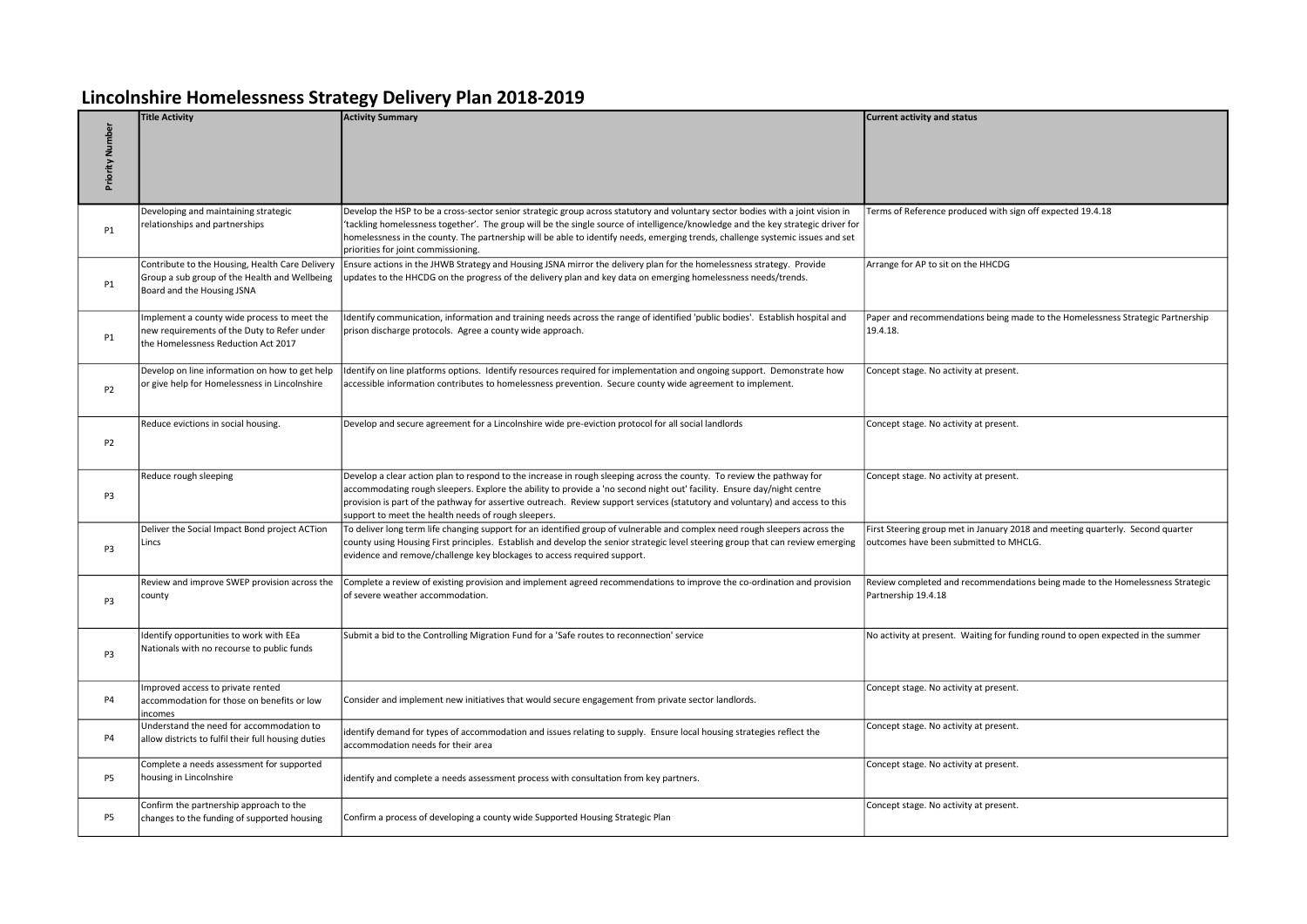# Lincolnshire Homelessness Strategy Delivery Plan 2018-2019

| Priority Number | Title Activity | Activity Summary | Current activity and status |
|---|---|---|---|
| P1 | Developing and maintaining strategic relationships and partnerships | Develop the HSP to be a cross-sector senior strategic group across statutory and voluntary sector bodies with a joint vision in 'tackling homelessness together'. The group will be the single source of intelligence/knowledge and the key strategic driver for homelessness in the county. The partnership will be able to identify needs, emerging trends, challenge systemic issues and set priorities for joint commissioning. | Terms of Reference produced with sign off expected 19.4.18 |
| P1 | Contribute to the Housing, Health Care Delivery Group a sub group of the Health and Wellbeing Board and the Housing JSNA | Ensure actions in the JHWB Strategy and Housing JSNA mirror the delivery plan for the homelessness strategy. Provide updates to the HHCDG on the progress of the delivery plan and key data on emerging homelessness needs/trends. | Arrange for AP to sit on the HHCDG |
| P1 | Implement a county wide process to meet the new requirements of the Duty to Refer under the Homelessness Reduction Act 2017 | Identify communication, information and training needs across the range of identified 'public bodies'. Establish hospital and prison discharge protocols. Agree a county wide approach. | Paper and recommendations being made to the Homelessness Strategic Partnership 19.4.18. |
| P2 | Develop on line information on how to get help or give help for Homelessness in Lincolnshire | Identify on line platforms options. Identify resources required for implementation and ongoing support. Demonstrate how accessible information contributes to homelessness prevention. Secure county wide agreement to implement. | Concept stage. No activity at present. |
| P2 | Reduce evictions in social housing. | Develop and secure agreement for a Lincolnshire wide pre-eviction protocol for all social landlords | Concept stage. No activity at present. |
| P3 | Reduce rough sleeping | Develop a clear action plan to respond to the increase in rough sleeping across the county. To review the pathway for accommodating rough sleepers. Explore the ability to provide a 'no second night out' facility. Ensure day/night centre provision is part of the pathway for assertive outreach. Review support services (statutory and voluntary) and access to this support to meet the health needs of rough sleepers. | Concept stage. No activity at present. |
| P3 | Deliver the Social Impact Bond project ACTion Lincs | To deliver long term life changing support for an identified group of vulnerable and complex need rough sleepers across the county using Housing First principles. Establish and develop the senior strategic level steering group that can review emerging evidence and remove/challenge key blockages to access required support. | First Steering group met in January 2018 and meeting quarterly. Second quarter outcomes have been submitted to MHCLG. |
| P3 | Review and improve SWEP provision across the county | Complete a review of existing provision and implement agreed recommendations to improve the co-ordination and provision of severe weather accommodation. | Review completed and recommendations being made to the Homelessness Strategic Partnership 19.4.18 |
| P3 | Identify opportunities to work with EEa Nationals with no recourse to public funds | Submit a bid to the Controlling Migration Fund for a 'Safe routes to reconnection' service | No activity at present. Waiting for funding round to open expected in the summer |
| P4 | Improved access to private rented accommodation for those on benefits or low incomes | Consider and implement new initiatives that would secure engagement from private sector landlords. | Concept stage. No activity at present. |
| P4 | Understand the need for accommodation to allow districts to fulfil their full housing duties | identify demand for types of accommodation and issues relating to supply. Ensure local housing strategies reflect the accommodation needs for their area | Concept stage. No activity at present. |
| P5 | Complete a needs assessment for supported housing in Lincolnshire | identify and complete a needs assessment process with consultation from key partners. | Concept stage. No activity at present. |
| P5 | Confirm the partnership approach to the changes to the funding of supported housing | Confirm a process of developing a county wide Supported Housing Strategic Plan | Concept stage. No activity at present. |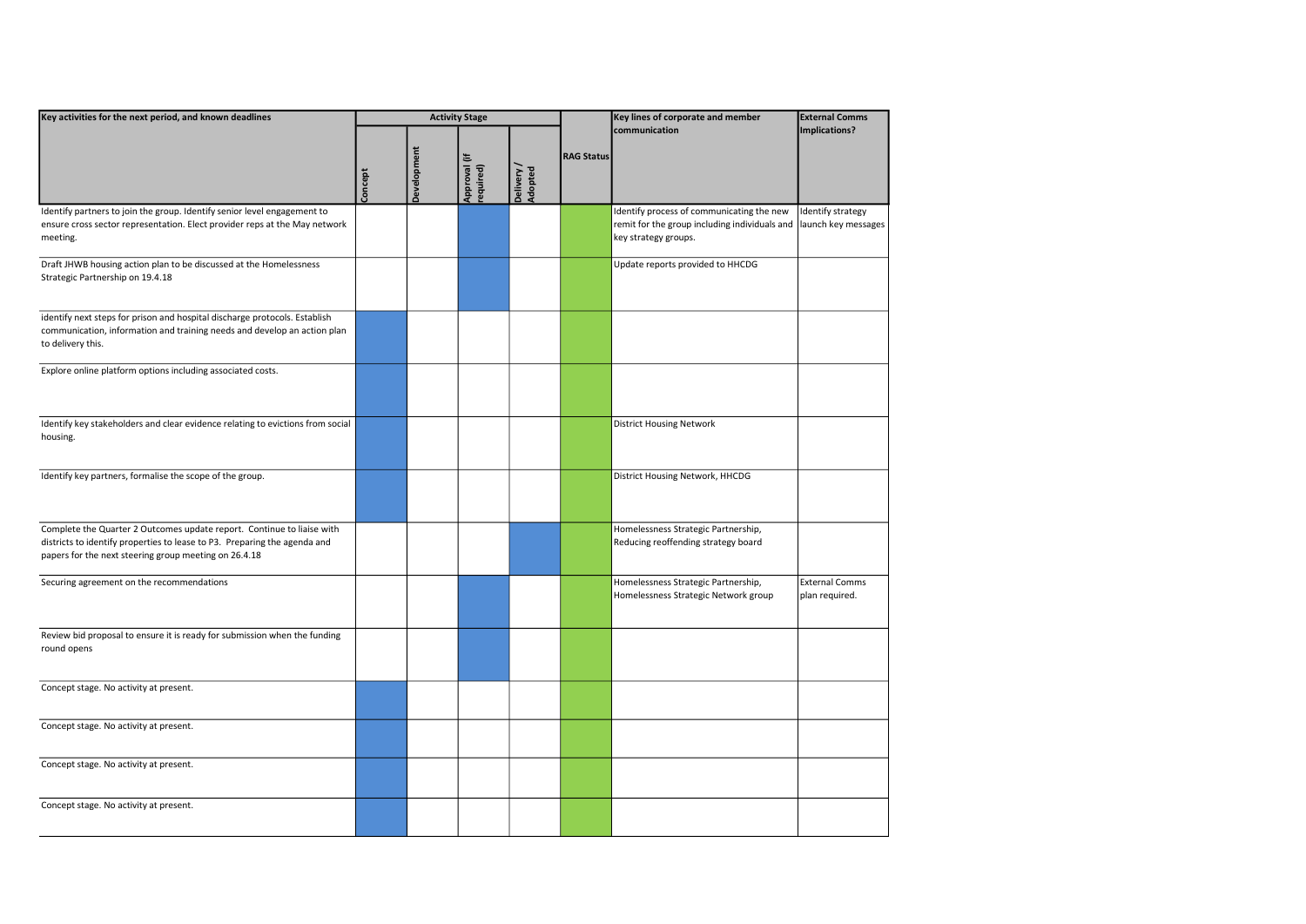| Key activities for the next period, and known deadlines | Activity Stage | | | | RAG Status | Key lines of corporate and member communication | External Comms Implications? |
|---|---|---|---|---|---|---|---|
| | Concept | Development | Approval (if required) | Delivery / Adopted | | | |
| Identify partners to join the group. Identify senior level engagement to ensure cross sector representation. Elect provider reps at the May network meeting. | | | | | | Identify process of communicating the new remit for the group including individuals and key strategy groups. | Identify strategy launch key messages |
| Draft JHWB housing action plan to be discussed at the Homelessness Strategic Partnership on 19.4.18 | | | | | | Update reports provided to HHCDG | |
| identify next steps for prison and hospital discharge protocols. Establish communication, information and training needs and develop an action plan to delivery this. | | | | | | | |
| Explore online platform options including associated costs. | | | | | | | |
| Identify key stakeholders and clear evidence relating to evictions from social housing. | | | | | | District Housing Network | |
| Identify key partners, formalise the scope of the group. | | | | | | District Housing Network, HHCDG | |
| Complete the Quarter 2 Outcomes update report. Continue to liaise with districts to identify properties to lease to P3. Preparing the agenda and papers for the next steering group meeting on 26.4.18 | | | | | | Homelessness Strategic Partnership, Reducing reoffending strategy board | |
| Securing agreement on the recommendations | | | | | | Homelessness Strategic Partnership, Homelessness Strategic Network group | External Comms plan required. |
| Review bid proposal to ensure it is ready for submission when the funding round opens | | | | | | | |
| Concept stage. No activity at present. | | | | | | | |
| Concept stage. No activity at present. | | | | | | | |
| Concept stage. No activity at present. | | | | | | | |
| Concept stage. No activity at present. | | | | | | | |